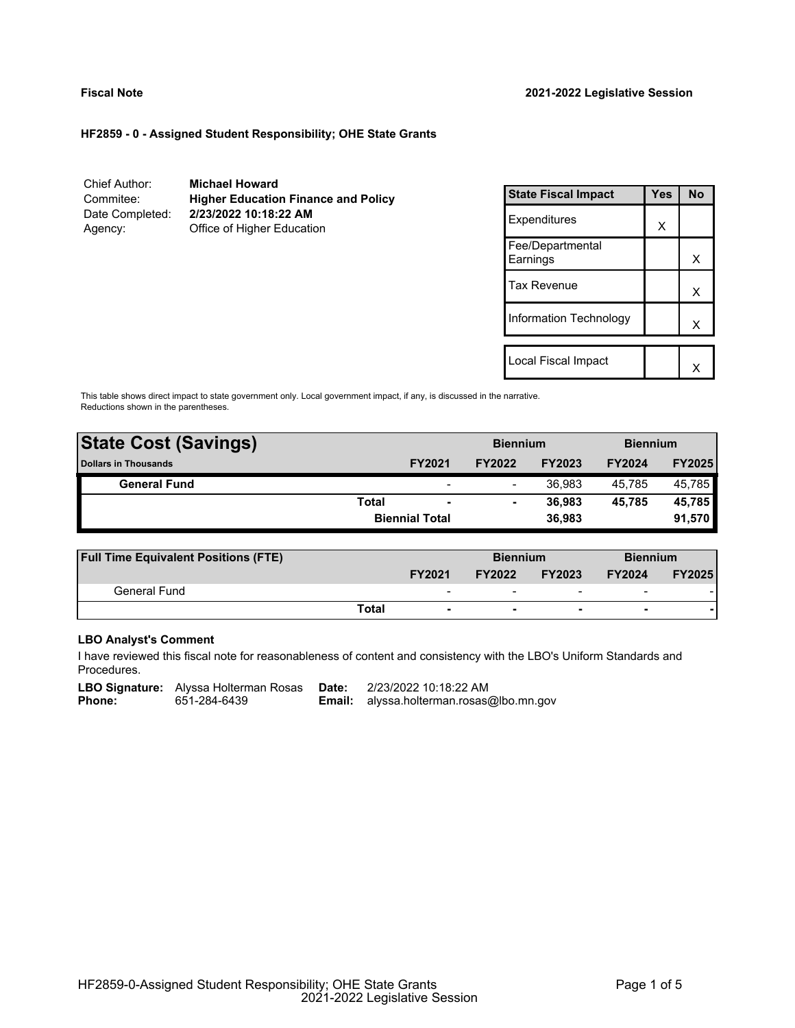**Fiscal Note** **2021-2022 Legislative Session**

**HF2859 - 0 - Assigned Student Responsibility; OHE State Grants**

| | |
|---|---|
| Chief Author: | **Michael Howard** |
| Commitee: | **Higher Education Finance and Policy** |
| Date Completed: | **2/23/2022 10:18:22 AM** |
| Agency: | Office of Higher Education |

| State Fiscal Impact | Yes | No |
|---|---|---|
| Expenditures | X | |
| Fee/Departmental Earnings | | X |
| Tax Revenue | | X |
| Information Technology | | X |
| Local Fiscal Impact | | X |

This table shows direct impact to state government only. Local government impact, if any, is discussed in the narrative. Reductions shown in the parentheses.

| State Cost (Savings) | | | Biennium | | Biennium | |
|---|---|---|---|---|---|---|
| **Dollars in Thousands** | | **FY2021** | **FY2022** | **FY2023** | **FY2024** | **FY2025** |
| **General Fund** | | - | - | 36,983 | 45,785 | 45,785 |
| | **Total** | **-** | **-** | **36,983** | **45,785** | **45,785** |
| | | **Biennial Total** | | **36,983** | | **91,570** |

| Full Time Equivalent Positions (FTE) | | | Biennium | | Biennium | |
|---|---|---|---|---|---|---|
| | | **FY2021** | **FY2022** | **FY2023** | **FY2024** | **FY2025** |
| General Fund | | - | - | - | - | - |
| | **Total** | **-** | **-** | **-** | **-** | **-** |

**LBO Analyst's Comment**

I have reviewed this fiscal note for reasonableness of content and consistency with the LBO's Uniform Standards and Procedures.

| | | | |
|---|---|---|---|
| **LBO Signature:** | Alyssa Holterman Rosas | **Date:** | 2/23/2022 10:18:22 AM |
| **Phone:** | 651-284-6439 | **Email:** | alyssa.holterman.rosas@lbo.mn.gov |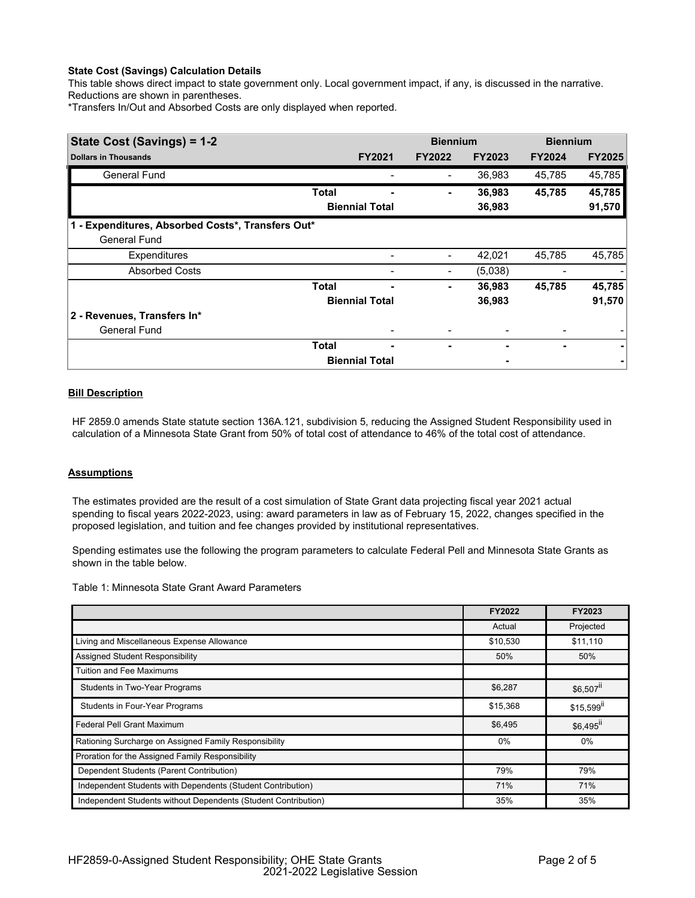**State Cost (Savings) Calculation Details**

This table shows direct impact to state government only. Local government impact, if any, is discussed in the narrative. Reductions are shown in parentheses.

*Transfers In/Out and Absorbed Costs are only displayed when reported.

| State Cost (Savings) = 1-2 | | Biennium | | Biennium | |
|---|---|---|---|---|---|
| **Dollars in Thousands** | **FY2021** | **FY2022** | **FY2023** | **FY2024** | **FY2025** |
| General Fund | - | - | 36,983 | 45,785 | 45,785 |
| **Total** | **-** | **-** | **36,983** | **45,785** | **45,785** |
| **Biennial Total** | | | **36,983** | | **91,570** |
| **1 - Expenditures, Absorbed Costs*, Transfers Out*** | | | | | |
| General Fund | | | | | |
| Expenditures | - | - | 42,021 | 45,785 | 45,785 |
| Absorbed Costs | - | - | (5,038) | - | - |
| **Total** | **-** | **-** | **36,983** | **45,785** | **45,785** |
| **Biennial Total** | | | **36,983** | | **91,570** |
| **2 - Revenues, Transfers In*** | | | | | |
| General Fund | - | - | - | - | - |
| **Total** | **-** | **-** | **-** | **-** | **-** |
| **Biennial Total** | | | **-** | | **-** |

**Bill Description**

HF 2859.0 amends State statute section 136A.121, subdivision 5, reducing the Assigned Student Responsibility used in calculation of a Minnesota State Grant from 50% of total cost of attendance to 46% of the total cost of attendance.

**Assumptions**

The estimates provided are the result of a cost simulation of State Grant data projecting fiscal year 2021 actual spending to fiscal years 2022-2023, using: award parameters in law as of February 15, 2022, changes specified in the proposed legislation, and tuition and fee changes provided by institutional representatives.

Spending estimates use the following the program parameters to calculate Federal Pell and Minnesota State Grants as shown in the table below.

Table 1: Minnesota State Grant Award Parameters

| | FY2022 | FY2023 |
|---|---|---|
| | Actual | Projected |
| Living and Miscellaneous Expense Allowance | $10,530 | $11,110 |
| Assigned Student Responsibility | 50% | 50% |
| Tuition and Fee Maximums | | |
| Students in Two-Year Programs | $6,287 | $6,507[ii] |
| Students in Four-Year Programs | $15,368 | $15,599[ii] |
| Federal Pell Grant Maximum | $6,495 | $6,495[ii] |
| Rationing Surcharge on Assigned Family Responsibility | 0% | 0% |
| Proration for the Assigned Family Responsibility | | |
| Dependent Students (Parent Contribution) | 79% | 79% |
| Independent Students with Dependents (Student Contribution) | 71% | 71% |
| Independent Students without Dependents (Student Contribution) | 35% | 35% |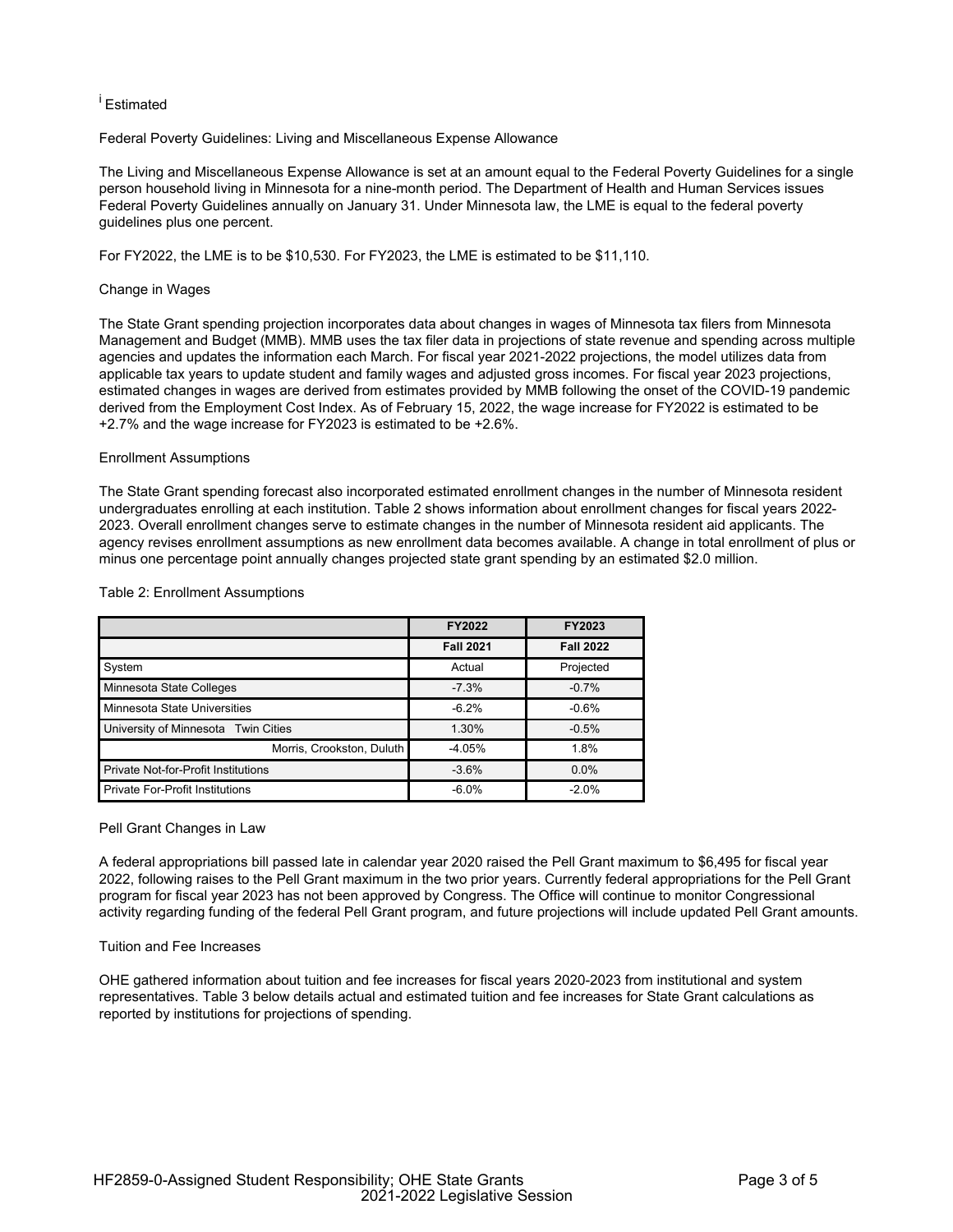[i] Estimated

Federal Poverty Guidelines: Living and Miscellaneous Expense Allowance

The Living and Miscellaneous Expense Allowance is set at an amount equal to the Federal Poverty Guidelines for a single person household living in Minnesota for a nine-month period. The Department of Health and Human Services issues Federal Poverty Guidelines annually on January 31. Under Minnesota law, the LME is equal to the federal poverty guidelines plus one percent.

For FY2022, the LME is to be $10,530. For FY2023, the LME is estimated to be $11,110.

Change in Wages

The State Grant spending projection incorporates data about changes in wages of Minnesota tax filers from Minnesota Management and Budget (MMB). MMB uses the tax filer data in projections of state revenue and spending across multiple agencies and updates the information each March. For fiscal year 2021-2022 projections, the model utilizes data from applicable tax years to update student and family wages and adjusted gross incomes. For fiscal year 2023 projections, estimated changes in wages are derived from estimates provided by MMB following the onset of the COVID-19 pandemic derived from the Employment Cost Index. As of February 15, 2022, the wage increase for FY2022 is estimated to be +2.7% and the wage increase for FY2023 is estimated to be +2.6%.

Enrollment Assumptions

The State Grant spending forecast also incorporated estimated enrollment changes in the number of Minnesota resident undergraduates enrolling at each institution. Table 2 shows information about enrollment changes for fiscal years 2022-2023. Overall enrollment changes serve to estimate changes in the number of Minnesota resident aid applicants. The agency revises enrollment assumptions as new enrollment data becomes available. A change in total enrollment of plus or minus one percentage point annually changes projected state grant spending by an estimated $2.0 million.

Table 2: Enrollment Assumptions

| | FY2022 | FY2023 |
|---|---|---|
| | Fall 2021 | Fall 2022 |
| System | Actual | Projected |
| Minnesota State Colleges | -7.3% | -0.7% |
| Minnesota State Universities | -6.2% | -0.6% |
| University of Minnesota Twin Cities | 1.30% | -0.5% |
| Morris, Crookston, Duluth | -4.05% | 1.8% |
| Private Not-for-Profit Institutions | -3.6% | 0.0% |
| Private For-Profit Institutions | -6.0% | -2.0% |

Pell Grant Changes in Law

A federal appropriations bill passed late in calendar year 2020 raised the Pell Grant maximum to $6,495 for fiscal year 2022, following raises to the Pell Grant maximum in the two prior years. Currently federal appropriations for the Pell Grant program for fiscal year 2023 has not been approved by Congress. The Office will continue to monitor Congressional activity regarding funding of the federal Pell Grant program, and future projections will include updated Pell Grant amounts.

Tuition and Fee Increases

OHE gathered information about tuition and fee increases for fiscal years 2020-2023 from institutional and system representatives. Table 3 below details actual and estimated tuition and fee increases for State Grant calculations as reported by institutions for projections of spending.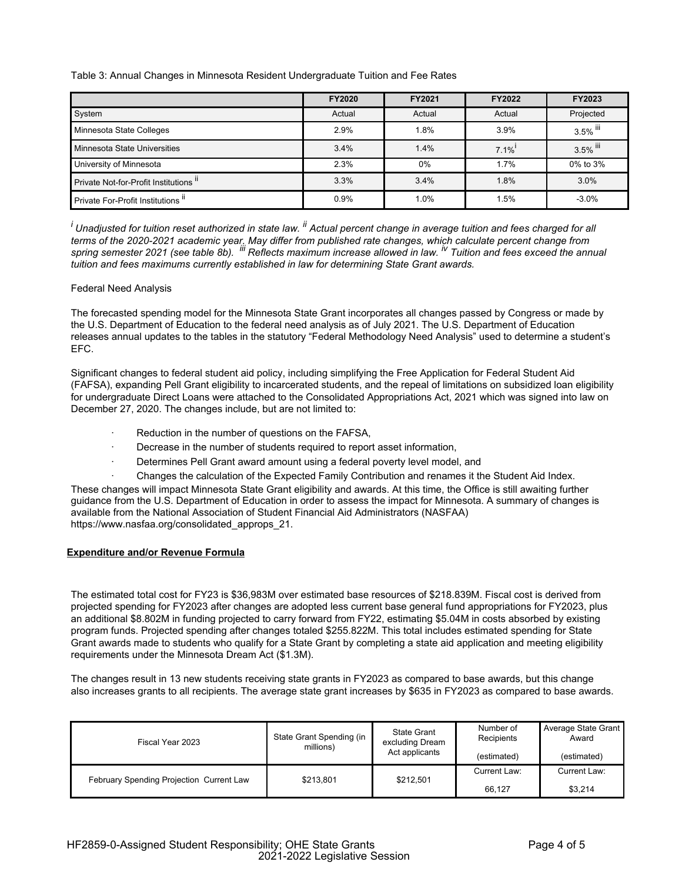Table 3: Annual Changes in Minnesota Resident Undergraduate Tuition and Fee Rates

| | FY2020 | FY2021 | FY2022 | FY2023 |
|---|---|---|---|---|
| System | Actual | Actual | Actual | Projected |
| Minnesota State Colleges | 2.9% | 1.8% | 3.9% | 3.5% [iii] |
| Minnesota State Universities | 3.4% | 1.4% | 7.1% [i] | 3.5% [iii] |
| University of Minnesota | 2.3% | 0% | 1.7% | 0% to 3% |
| Private Not-for-Profit Institutions [ii] | 3.3% | 3.4% | 1.8% | 3.0% |
| Private For-Profit Institutions [ii] | 0.9% | 1.0% | 1.5% | -3.0% |

*[i] Unadjusted for tuition reset authorized in state law. [ii] Actual percent change in average tuition and fees charged for all terms of the 2020-2021 academic year. May differ from published rate changes, which calculate percent change from spring semester 2021 (see table 8b). [iii] Reflects maximum increase allowed in law. [iv] Tuition and fees exceed the annual tuition and fees maximums currently established in law for determining State Grant awards.*

Federal Need Analysis

The forecasted spending model for the Minnesota State Grant incorporates all changes passed by Congress or made by the U.S. Department of Education to the federal need analysis as of July 2021. The U.S. Department of Education releases annual updates to the tables in the statutory "Federal Methodology Need Analysis" used to determine a student's EFC.

Significant changes to federal student aid policy, including simplifying the Free Application for Federal Student Aid (FAFSA), expanding Pell Grant eligibility to incarcerated students, and the repeal of limitations on subsidized loan eligibility for undergraduate Direct Loans were attached to the Consolidated Appropriations Act, 2021 which was signed into law on December 27, 2020. The changes include, but are not limited to:

- Reduction in the number of questions on the FAFSA,
- Decrease in the number of students required to report asset information,
- Determines Pell Grant award amount using a federal poverty level model, and
- Changes the calculation of the Expected Family Contribution and renames it the Student Aid Index.

These changes will impact Minnesota State Grant eligibility and awards. At this time, the Office is still awaiting further guidance from the U.S. Department of Education in order to assess the impact for Minnesota. A summary of changes is available from the National Association of Student Financial Aid Administrators (NASFAA) https://www.nasfaa.org/consolidated_approps_21.

**Expenditure and/or Revenue Formula**

The estimated total cost for FY23 is $36,983M over estimated base resources of $218.839M. Fiscal cost is derived from projected spending for FY2023 after changes are adopted less current base general fund appropriations for FY2023, plus an additional $8.802M in funding projected to carry forward from FY22, estimating $5.04M in costs absorbed by existing program funds. Projected spending after changes totaled $255.822M. This total includes estimated spending for State Grant awards made to students who qualify for a State Grant by completing a state aid application and meeting eligibility requirements under the Minnesota Dream Act ($1.3M).

The changes result in 13 new students receiving state grants in FY2023 as compared to base awards, but this change also increases grants to all recipients. The average state grant increases by $635 in FY2023 as compared to base awards.

| Fiscal Year 2023 | State Grant Spending (in millions) | State Grant excluding Dream Act applicants | Number of Recipients (estimated) | Average State Grant Award (estimated) |
|---|---|---|---|---|
| February Spending Projection Current Law | $213,801 | $212,501 | Current Law: 66,127 | Current Law: $3,214 |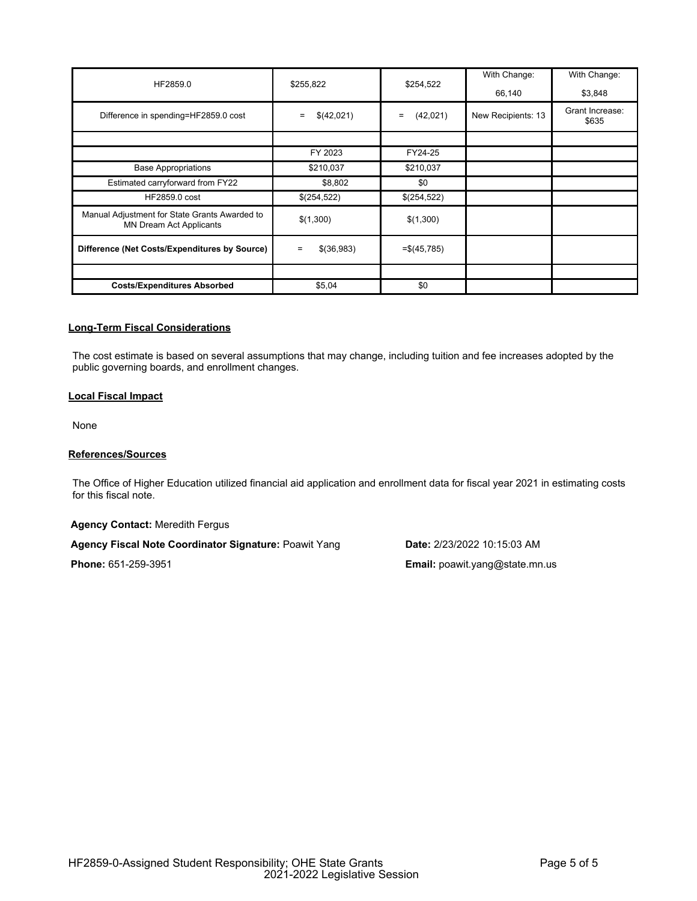| | | | | |
|---|---|---|---|---|
| HF2859.0 | $255,822 | $254,522 | With Change:<br>66,140 | With Change:<br>$3,848 |
| Difference in spending=HF2859.0 cost | = $(42,021) | = (42,021) | New Recipients: 13 | Grant Increase: $635 |
| | | | | |
| | FY 2023 | FY24-25 | | |
| Base Appropriations | $210,037 | $210,037 | | |
| Estimated carryforward from FY22 | $8,802 | $0 | | |
| HF2859.0 cost | $(254,522) | $(254,522) | | |
| Manual Adjustment for State Grants Awarded to MN Dream Act Applicants | $(1,300) | $(1,300) | | |
| **Difference (Net Costs/Expenditures by Source)** | = $(36,983) | =$(45,785) | | |
| | | | | |
| **Costs/Expenditures Absorbed** | $5,04 | $0 | | |

**Long-Term Fiscal Considerations**

The cost estimate is based on several assumptions that may change, including tuition and fee increases adopted by the public governing boards, and enrollment changes.

**Local Fiscal Impact**

None

**References/Sources**

The Office of Higher Education utilized financial aid application and enrollment data for fiscal year 2021 in estimating costs for this fiscal note.

**Agency Contact:** Meredith Fergus

**Agency Fiscal Note Coordinator Signature:** Poawit Yang

**Date:** 2/23/2022 10:15:03 AM

**Phone:** 651-259-3951

**Email:** poawit.yang@state.mn.us